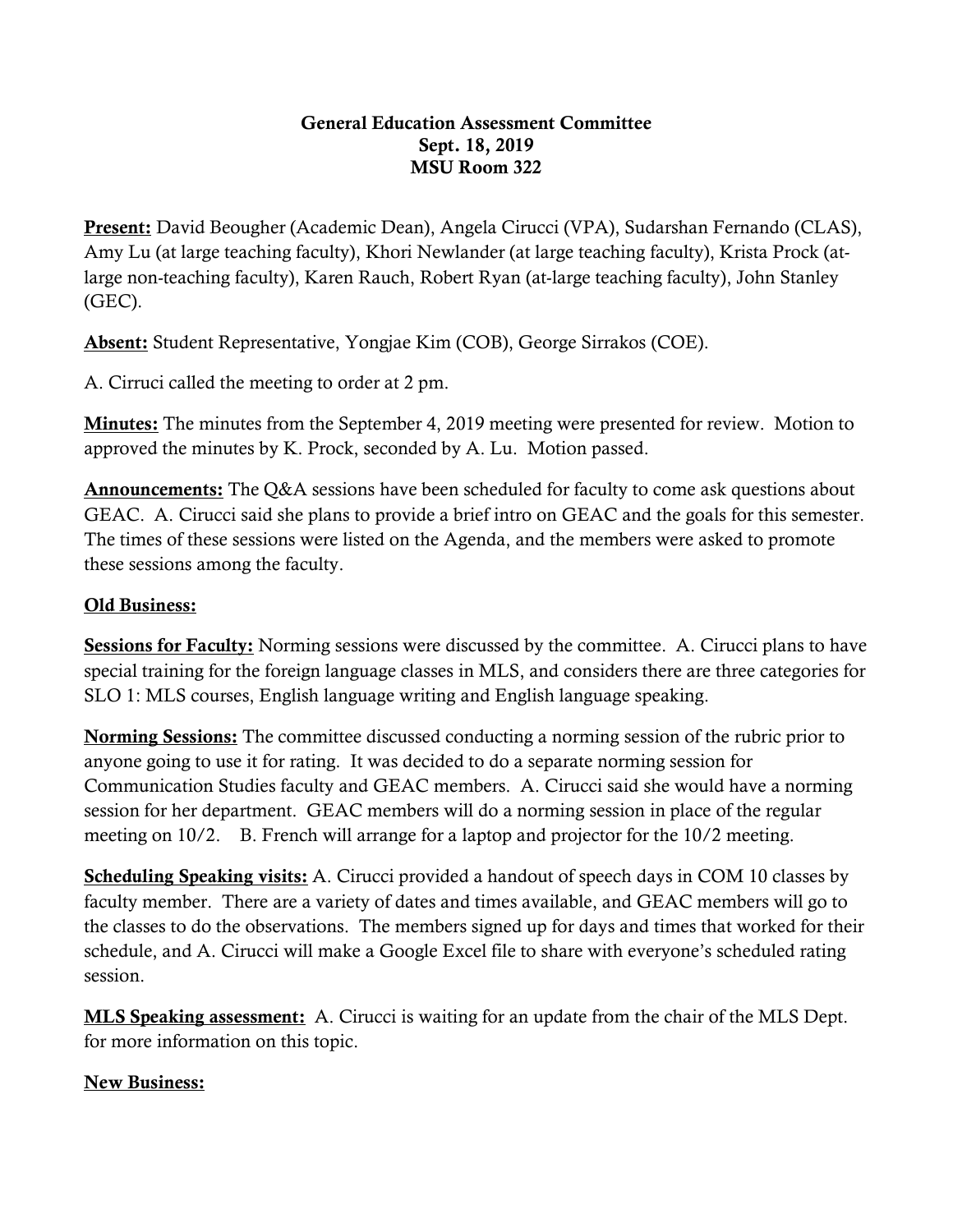**General Education Assessment Committee**
**Sept. 18, 2019**
**MSU Room 322**

**Present:** David Beougher (Academic Dean), Angela Cirucci (VPA), Sudarshan Fernando (CLAS), Amy Lu (at large teaching faculty), Khori Newlander (at large teaching faculty), Krista Prock (at-large non-teaching faculty), Karen Rauch, Robert Ryan (at-large teaching faculty), John Stanley (GEC).

**Absent:** Student Representative, Yongjae Kim (COB), George Sirrakos (COE).

A. Cirruci called the meeting to order at 2 pm.

**Minutes:** The minutes from the September 4, 2019 meeting were presented for review. Motion to approved the minutes by K. Prock, seconded by A. Lu. Motion passed.

**Announcements:** The Q&A sessions have been scheduled for faculty to come ask questions about GEAC. A. Cirucci said she plans to provide a brief intro on GEAC and the goals for this semester. The times of these sessions were listed on the Agenda, and the members were asked to promote these sessions among the faculty.

**Old Business:**

**Sessions for Faculty:** Norming sessions were discussed by the committee. A. Cirucci plans to have special training for the foreign language classes in MLS, and considers there are three categories for SLO 1: MLS courses, English language writing and English language speaking.

**Norming Sessions:** The committee discussed conducting a norming session of the rubric prior to anyone going to use it for rating. It was decided to do a separate norming session for Communication Studies faculty and GEAC members. A. Cirucci said she would have a norming session for her department. GEAC members will do a norming session in place of the regular meeting on 10/2. B. French will arrange for a laptop and projector for the 10/2 meeting.

**Scheduling Speaking visits:** A. Cirucci provided a handout of speech days in COM 10 classes by faculty member. There are a variety of dates and times available, and GEAC members will go to the classes to do the observations. The members signed up for days and times that worked for their schedule, and A. Cirucci will make a Google Excel file to share with everyone's scheduled rating session.

**MLS Speaking assessment:** A. Cirucci is waiting for an update from the chair of the MLS Dept. for more information on this topic.

**New Business:**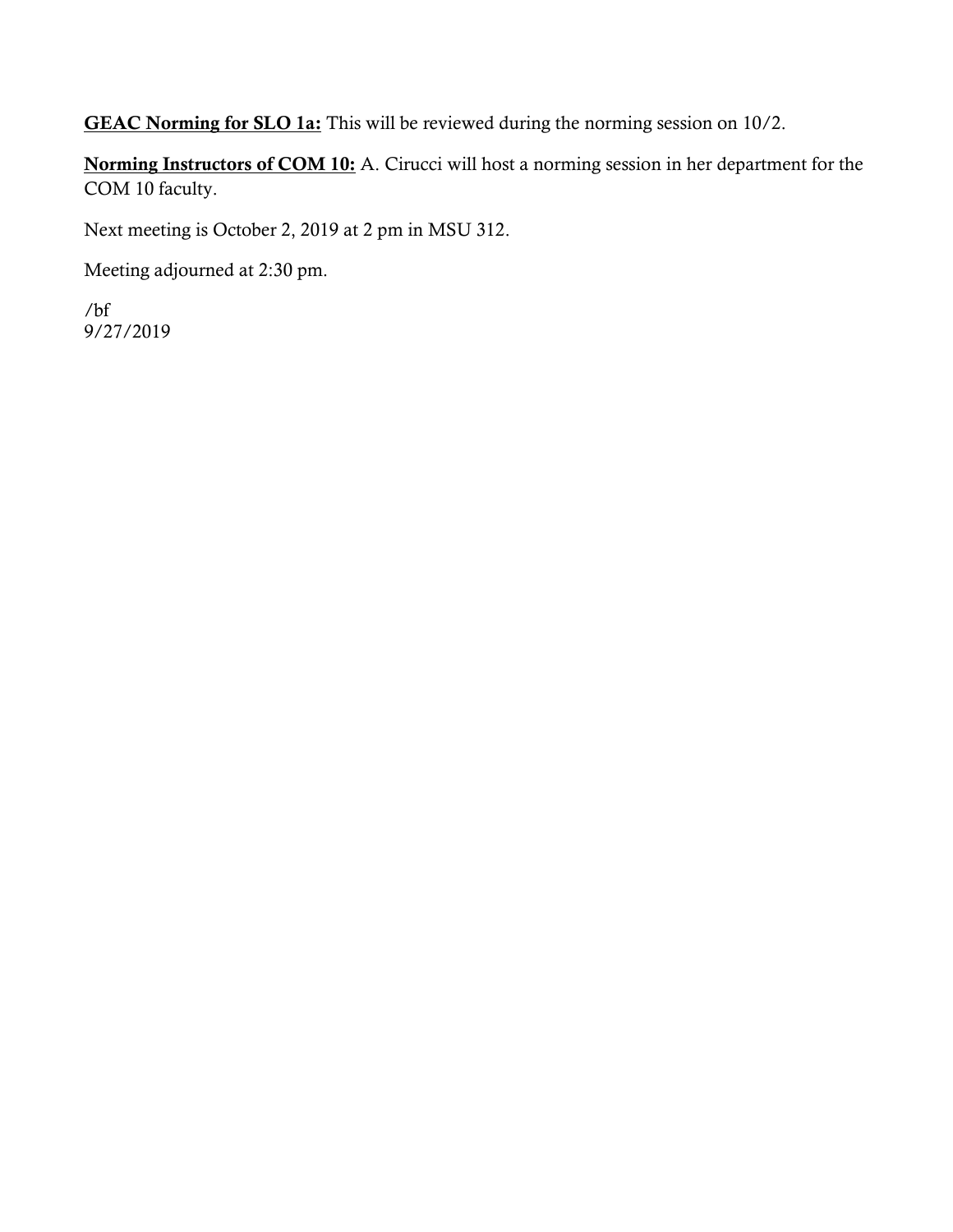<u>**GEAC Norming for SLO 1a:**</u> This will be reviewed during the norming session on 10/2.

<u>**Norming Instructors of COM 10:**</u> A. Cirucci will host a norming session in her department for the COM 10 faculty.

Next meeting is October 2, 2019 at 2 pm in MSU 312.

Meeting adjourned at 2:30 pm.

/bf
9/27/2019